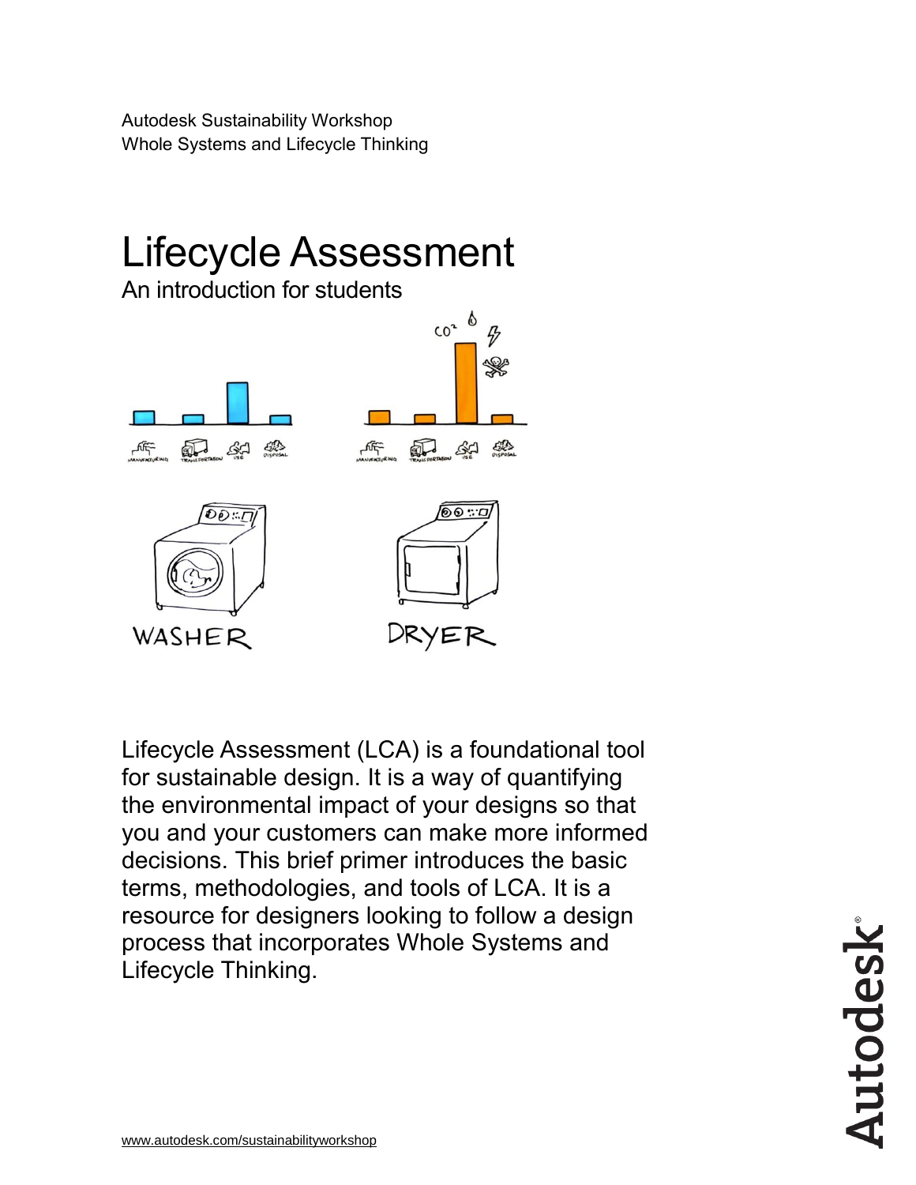Autodesk Sustainability Workshop
Whole Systems and Lifecycle Thinking

# Lifecycle Assessment

## An introduction for students

Lifecycle Assessment (LCA) is a foundational tool for sustainable design. It is a way of quantifying the environmental impact of your designs so that you and your customers can make more informed decisions. This brief primer introduces the basic terms, methodologies, and tools of LCA. It is a resource for designers looking to follow a design process that incorporates Whole Systems and Lifecycle Thinking.

www.autodesk.com/sustainabilityworkshop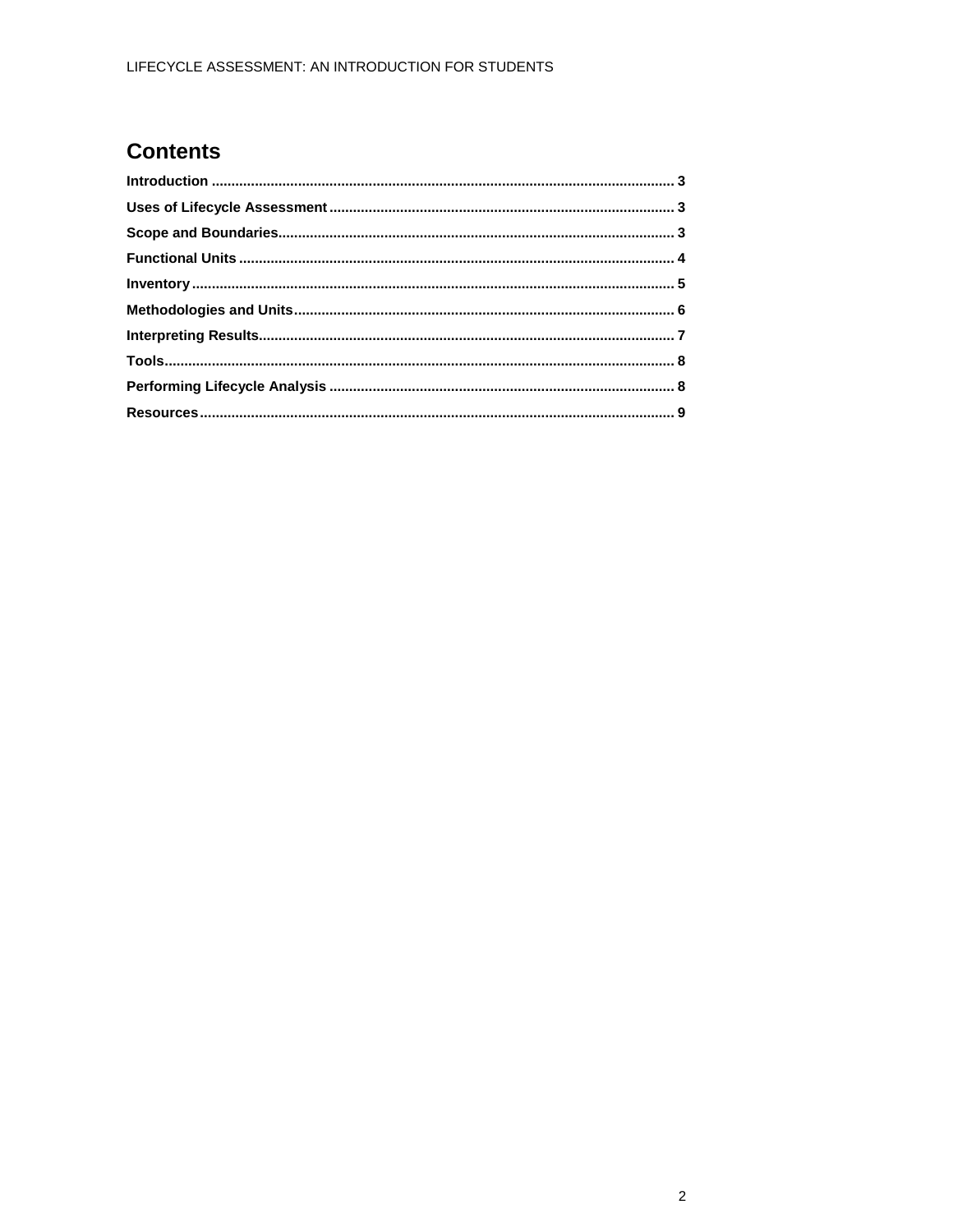## Contents

**Introduction** .................................................................................................................... **3**

**Uses of Lifecycle Assessment** ...................................................................................... **3**

**Scope and Boundaries**................................................................................................... **3**

**Functional Units** ............................................................................................................ **4**

**Inventory** ......................................................................................................................... **5**

**Methodologies and Units**............................................................................................... **6**

**Interpreting Results**........................................................................................................ **7**

**Tools**................................................................................................................................ **8**

**Performing Lifecycle Analysis** ...................................................................................... **8**

**Resources**....................................................................................................................... **9**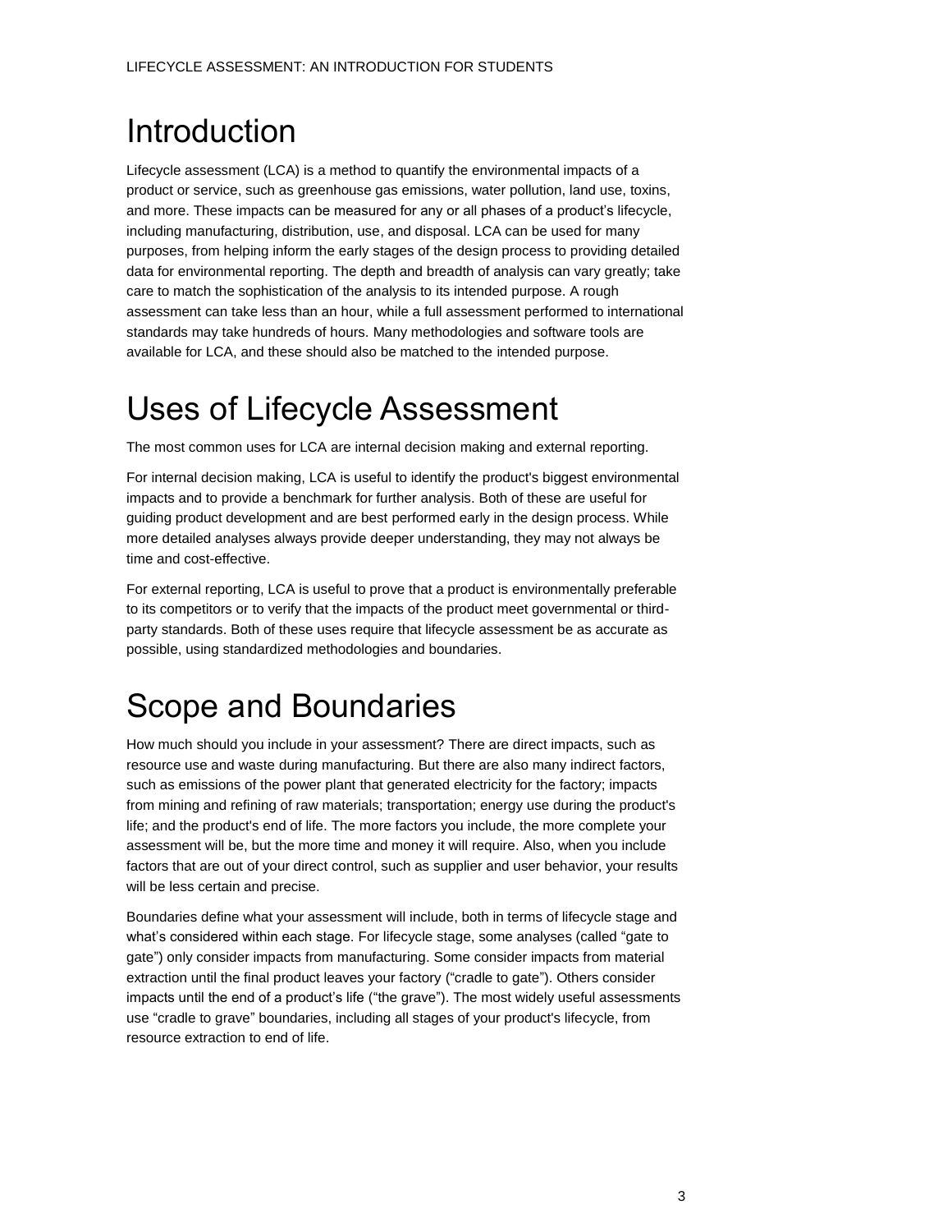# Introduction

Lifecycle assessment (LCA) is a method to quantify the environmental impacts of a product or service, such as greenhouse gas emissions, water pollution, land use, toxins, and more. These impacts can be measured for any or all phases of a product's lifecycle, including manufacturing, distribution, use, and disposal. LCA can be used for many purposes, from helping inform the early stages of the design process to providing detailed data for environmental reporting. The depth and breadth of analysis can vary greatly; take care to match the sophistication of the analysis to its intended purpose. A rough assessment can take less than an hour, while a full assessment performed to international standards may take hundreds of hours. Many methodologies and software tools are available for LCA, and these should also be matched to the intended purpose.

# Uses of Lifecycle Assessment

The most common uses for LCA are internal decision making and external reporting.

For internal decision making, LCA is useful to identify the product's biggest environmental impacts and to provide a benchmark for further analysis. Both of these are useful for guiding product development and are best performed early in the design process. While more detailed analyses always provide deeper understanding, they may not always be time and cost-effective.

For external reporting, LCA is useful to prove that a product is environmentally preferable to its competitors or to verify that the impacts of the product meet governmental or third-party standards. Both of these uses require that lifecycle assessment be as accurate as possible, using standardized methodologies and boundaries.

# Scope and Boundaries

How much should you include in your assessment? There are direct impacts, such as resource use and waste during manufacturing. But there are also many indirect factors, such as emissions of the power plant that generated electricity for the factory; impacts from mining and refining of raw materials; transportation; energy use during the product's life; and the product's end of life. The more factors you include, the more complete your assessment will be, but the more time and money it will require. Also, when you include factors that are out of your direct control, such as supplier and user behavior, your results will be less certain and precise.

Boundaries define what your assessment will include, both in terms of lifecycle stage and what's considered within each stage. For lifecycle stage, some analyses (called "gate to gate") only consider impacts from manufacturing. Some consider impacts from material extraction until the final product leaves your factory ("cradle to gate"). Others consider impacts until the end of a product's life ("the grave"). The most widely useful assessments use "cradle to grave" boundaries, including all stages of your product's lifecycle, from resource extraction to end of life.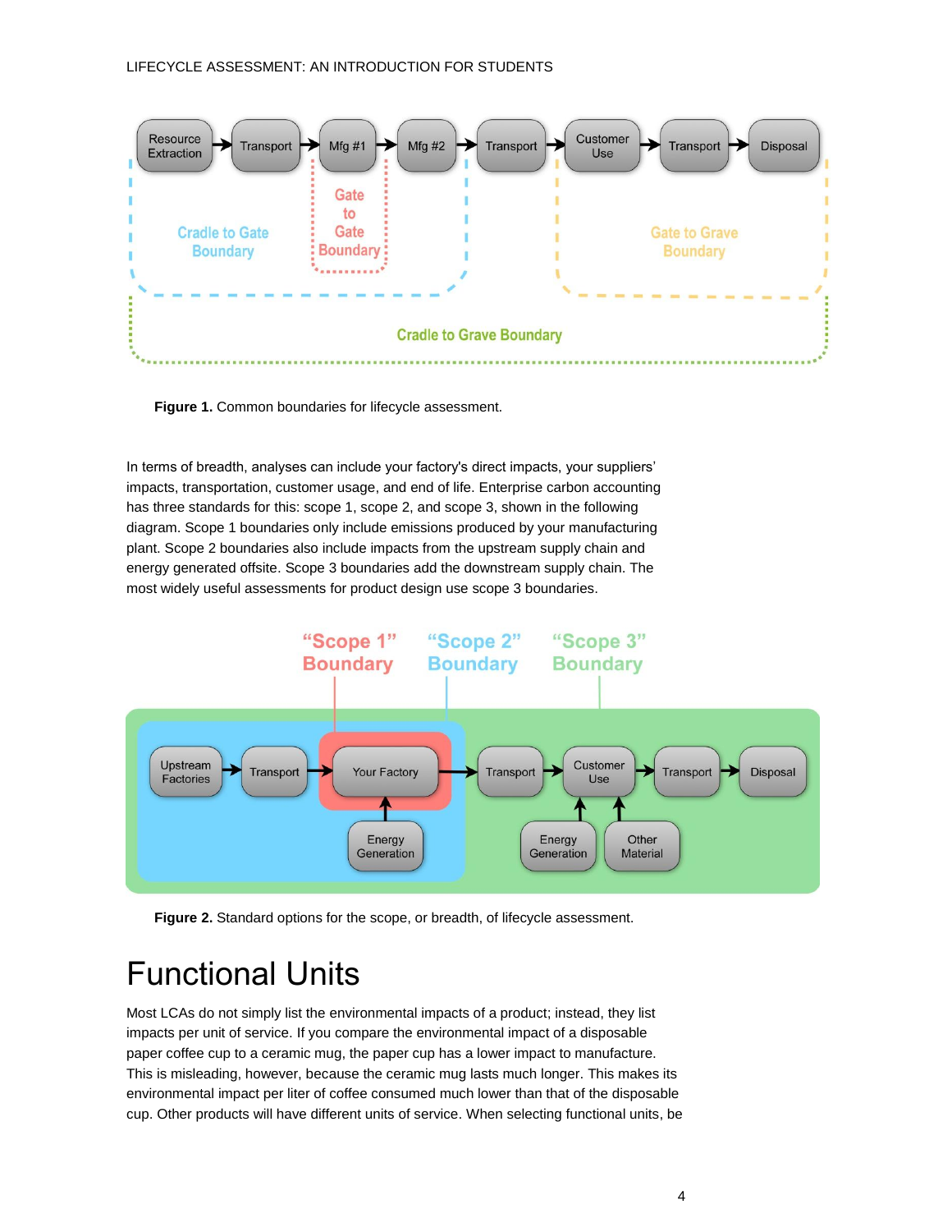**Figure 1.** Common boundaries for lifecycle assessment.

In terms of breadth, analyses can include your factory's direct impacts, your suppliers' impacts, transportation, customer usage, and end of life. Enterprise carbon accounting has three standards for this: scope 1, scope 2, and scope 3, shown in the following diagram. Scope 1 boundaries only include emissions produced by your manufacturing plant. Scope 2 boundaries also include impacts from the upstream supply chain and energy generated offsite. Scope 3 boundaries add the downstream supply chain. The most widely useful assessments for product design use scope 3 boundaries.

**Figure 2.** Standard options for the scope, or breadth, of lifecycle assessment.

# Functional Units

Most LCAs do not simply list the environmental impacts of a product; instead, they list impacts per unit of service. If you compare the environmental impact of a disposable paper coffee cup to a ceramic mug, the paper cup has a lower impact to manufacture. This is misleading, however, because the ceramic mug lasts much longer. This makes its environmental impact per liter of coffee consumed much lower than that of the disposable cup. Other products will have different units of service. When selecting functional units, be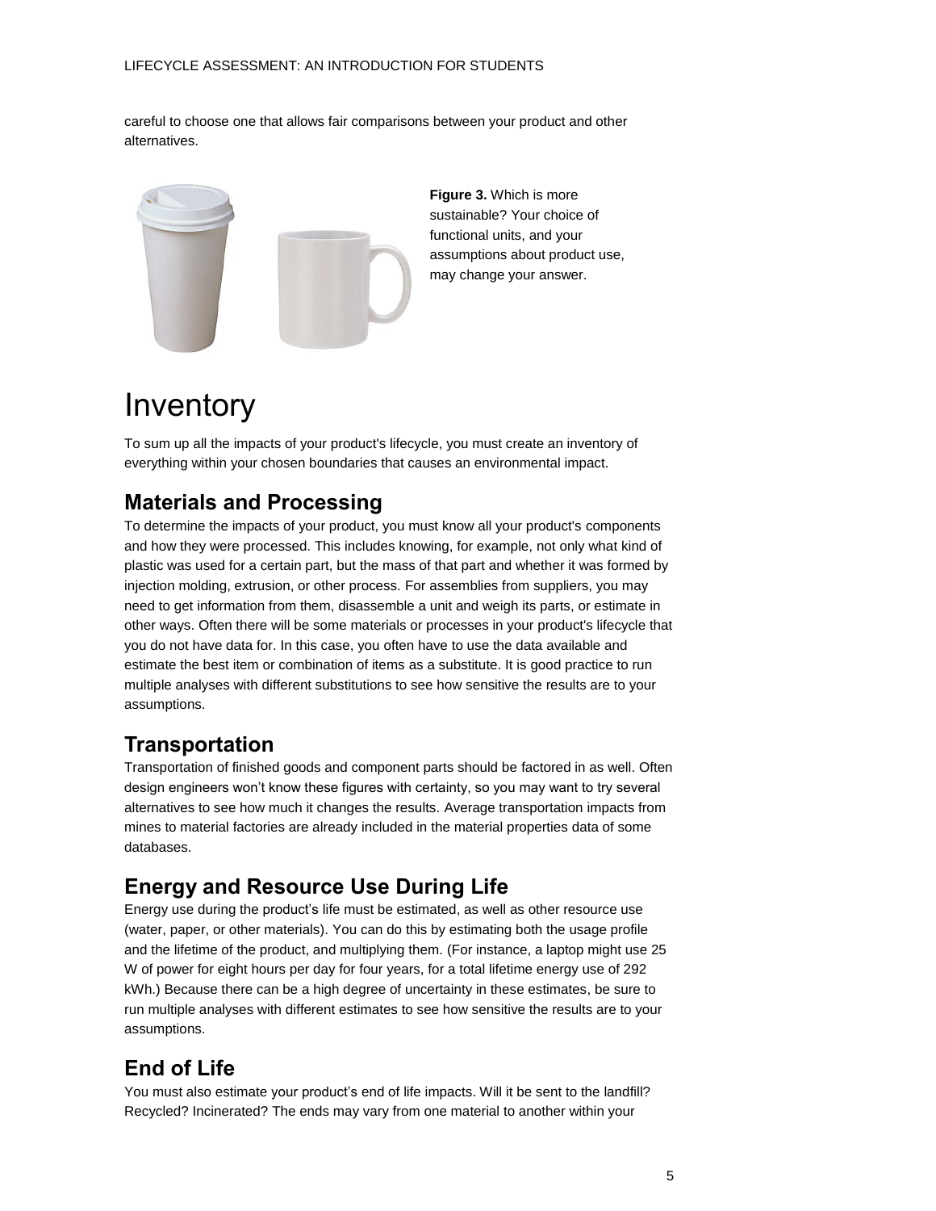careful to choose one that allows fair comparisons between your product and other alternatives.

**Figure 3.** Which is more sustainable? Your choice of functional units, and your assumptions about product use, may change your answer.

# Inventory

To sum up all the impacts of your product's lifecycle, you must create an inventory of everything within your chosen boundaries that causes an environmental impact.

## Materials and Processing

To determine the impacts of your product, you must know all your product's components and how they were processed. This includes knowing, for example, not only what kind of plastic was used for a certain part, but the mass of that part and whether it was formed by injection molding, extrusion, or other process. For assemblies from suppliers, you may need to get information from them, disassemble a unit and weigh its parts, or estimate in other ways. Often there will be some materials or processes in your product's lifecycle that you do not have data for. In this case, you often have to use the data available and estimate the best item or combination of items as a substitute. It is good practice to run multiple analyses with different substitutions to see how sensitive the results are to your assumptions.

## Transportation

Transportation of finished goods and component parts should be factored in as well. Often design engineers won't know these figures with certainty, so you may want to try several alternatives to see how much it changes the results. Average transportation impacts from mines to material factories are already included in the material properties data of some databases.

## Energy and Resource Use During Life

Energy use during the product's life must be estimated, as well as other resource use (water, paper, or other materials). You can do this by estimating both the usage profile and the lifetime of the product, and multiplying them. (For instance, a laptop might use 25 W of power for eight hours per day for four years, for a total lifetime energy use of 292 kWh.) Because there can be a high degree of uncertainty in these estimates, be sure to run multiple analyses with different estimates to see how sensitive the results are to your assumptions.

## End of Life

You must also estimate your product's end of life impacts. Will it be sent to the landfill? Recycled? Incinerated? The ends may vary from one material to another within your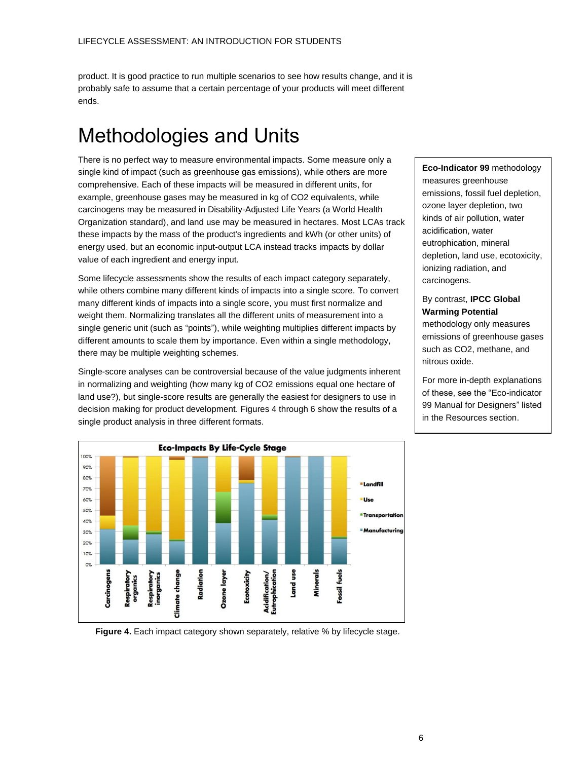product. It is good practice to run multiple scenarios to see how results change, and it is probably safe to assume that a certain percentage of your products will meet different ends.

# Methodologies and Units

There is no perfect way to measure environmental impacts. Some measure only a single kind of impact (such as greenhouse gas emissions), while others are more comprehensive. Each of these impacts will be measured in different units, for example, greenhouse gases may be measured in kg of CO2 equivalents, while carcinogens may be measured in Disability-Adjusted Life Years (a World Health Organization standard), and land use may be measured in hectares. Most LCAs track these impacts by the mass of the product's ingredients and kWh (or other units) of energy used, but an economic input-output LCA instead tracks impacts by dollar value of each ingredient and energy input.

Some lifecycle assessments show the results of each impact category separately, while others combine many different kinds of impacts into a single score. To convert many different kinds of impacts into a single score, you must first normalize and weight them. Normalizing translates all the different units of measurement into a single generic unit (such as "points"), while weighting multiplies different impacts by different amounts to scale them by importance. Even within a single methodology, there may be multiple weighting schemes.

Single-score analyses can be controversial because of the value judgments inherent in normalizing and weighting (how many kg of CO2 emissions equal one hectare of land use?), but single-score results are generally the easiest for designers to use in decision making for product development. Figures 4 through 6 show the results of a single product analysis in three different formats.

**Eco-Indicator 99** methodology measures greenhouse emissions, fossil fuel depletion, ozone layer depletion, two kinds of air pollution, water acidification, water eutrophication, mineral depletion, land use, ecotoxicity, ionizing radiation, and carcinogens.

By contrast, **IPCC Global Warming Potential** methodology only measures emissions of greenhouse gases such as CO2, methane, and nitrous oxide.

For more in-depth explanations of these, see the "Eco-indicator 99 Manual for Designers" listed in the Resources section.

**Figure 4.** Each impact category shown separately, relative % by lifecycle stage.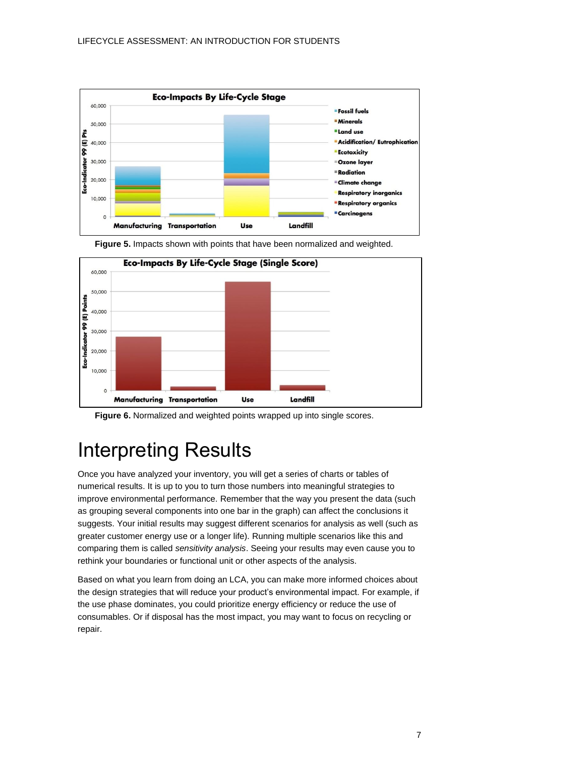Figure 5. Impacts shown with points that have been normalized and weighted.

Figure 6. Normalized and weighted points wrapped up into single scores.

# Interpreting Results

Once you have analyzed your inventory, you will get a series of charts or tables of numerical results. It is up to you to turn those numbers into meaningful strategies to improve environmental performance. Remember that the way you present the data (such as grouping several components into one bar in the graph) can affect the conclusions it suggests. Your initial results may suggest different scenarios for analysis as well (such as greater customer energy use or a longer life). Running multiple scenarios like this and comparing them is called *sensitivity analysis*. Seeing your results may even cause you to rethink your boundaries or functional unit or other aspects of the analysis.

Based on what you learn from doing an LCA, you can make more informed choices about the design strategies that will reduce your product's environmental impact. For example, if the use phase dominates, you could prioritize energy efficiency or reduce the use of consumables. Or if disposal has the most impact, you may want to focus on recycling or repair.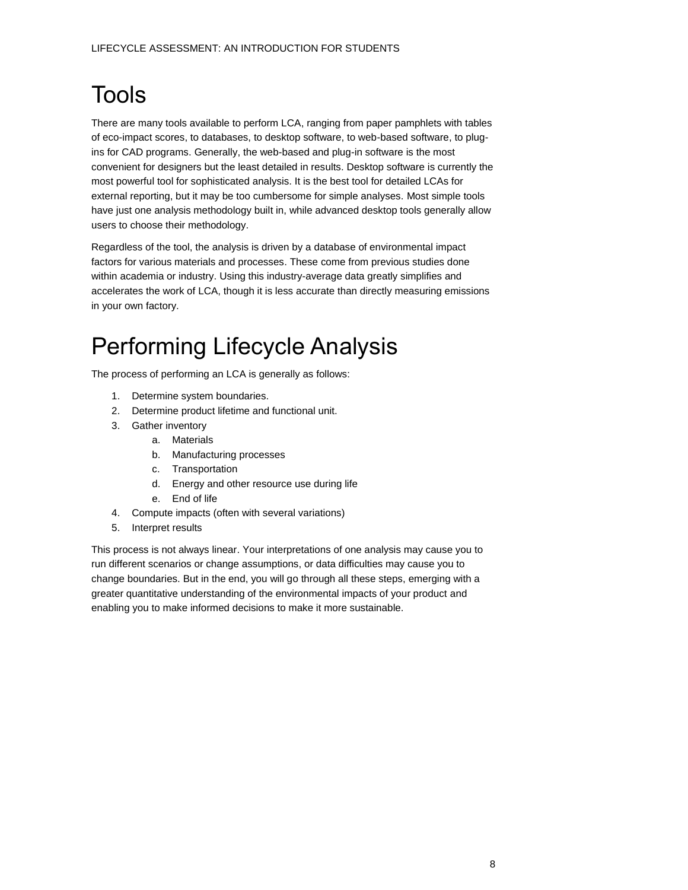# Tools

There are many tools available to perform LCA, ranging from paper pamphlets with tables of eco-impact scores, to databases, to desktop software, to web-based software, to plug-ins for CAD programs. Generally, the web-based and plug-in software is the most convenient for designers but the least detailed in results. Desktop software is currently the most powerful tool for sophisticated analysis. It is the best tool for detailed LCAs for external reporting, but it may be too cumbersome for simple analyses. Most simple tools have just one analysis methodology built in, while advanced desktop tools generally allow users to choose their methodology.

Regardless of the tool, the analysis is driven by a database of environmental impact factors for various materials and processes. These come from previous studies done within academia or industry. Using this industry-average data greatly simplifies and accelerates the work of LCA, though it is less accurate than directly measuring emissions in your own factory.

# Performing Lifecycle Analysis

The process of performing an LCA is generally as follows:

1. Determine system boundaries.
2. Determine product lifetime and functional unit.
3. Gather inventory
   a. Materials
   b. Manufacturing processes
   c. Transportation
   d. Energy and other resource use during life
   e. End of life
4. Compute impacts (often with several variations)
5. Interpret results

This process is not always linear. Your interpretations of one analysis may cause you to run different scenarios or change assumptions, or data difficulties may cause you to change boundaries. But in the end, you will go through all these steps, emerging with a greater quantitative understanding of the environmental impacts of your product and enabling you to make informed decisions to make it more sustainable.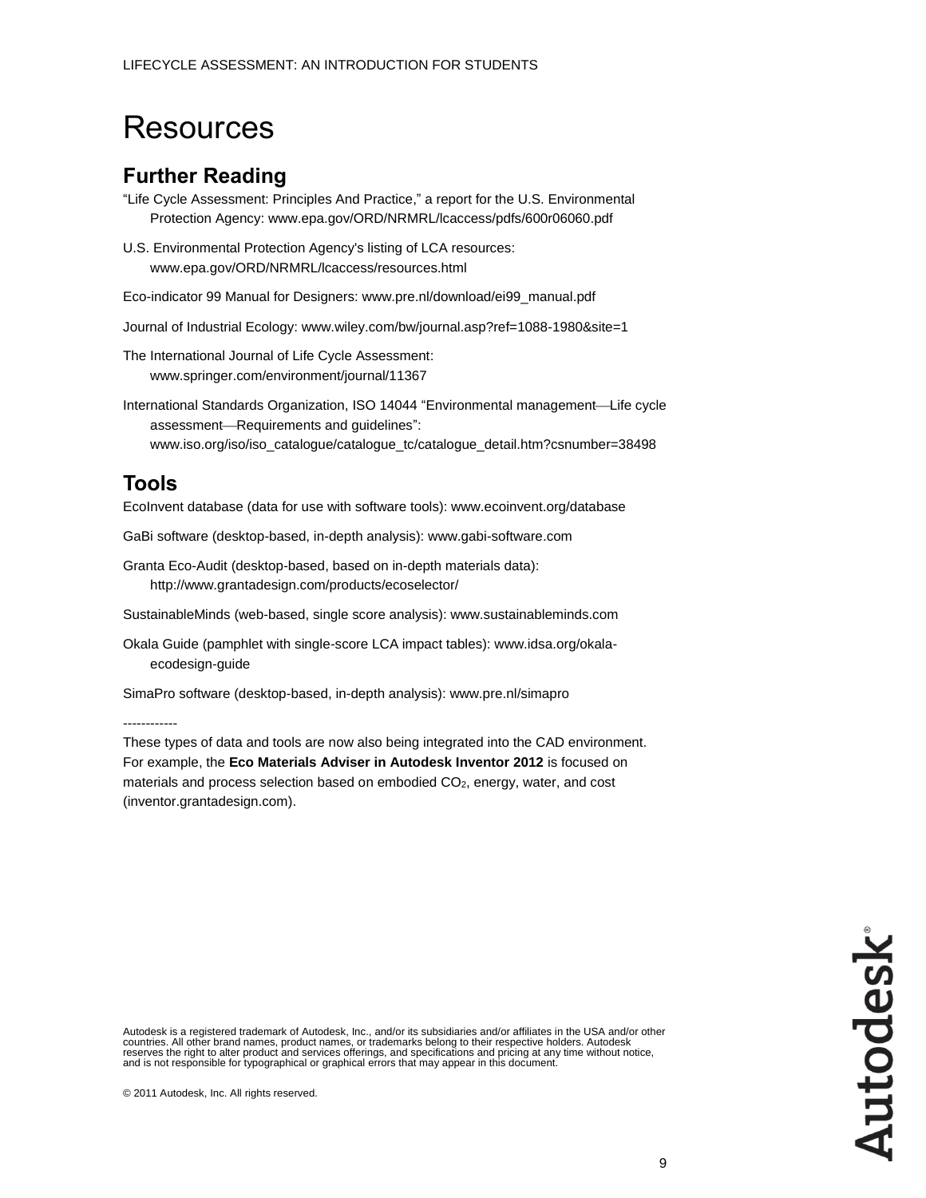# Resources

## Further Reading

"Life Cycle Assessment: Principles And Practice," a report for the U.S. Environmental Protection Agency: www.epa.gov/ORD/NRMRL/lcaccess/pdfs/600r06060.pdf

U.S. Environmental Protection Agency's listing of LCA resources: www.epa.gov/ORD/NRMRL/lcaccess/resources.html

Eco-indicator 99 Manual for Designers: www.pre.nl/download/ei99_manual.pdf

Journal of Industrial Ecology: www.wiley.com/bw/journal.asp?ref=1088-1980&site=1

The International Journal of Life Cycle Assessment: www.springer.com/environment/journal/11367

International Standards Organization, ISO 14044 "Environmental management—Life cycle assessment—Requirements and guidelines": www.iso.org/iso/iso_catalogue/catalogue_tc/catalogue_detail.htm?csnumber=38498

## Tools

EcoInvent database (data for use with software tools): www.ecoinvent.org/database

GaBi software (desktop-based, in-depth analysis): www.gabi-software.com

Granta Eco-Audit (desktop-based, based on in-depth materials data): http://www.grantadesign.com/products/ecoselector/

SustainableMinds (web-based, single score analysis): www.sustainableminds.com

Okala Guide (pamphlet with single-score LCA impact tables): www.idsa.org/okala-ecodesign-guide

SimaPro software (desktop-based, in-depth analysis): www.pre.nl/simapro

------------

These types of data and tools are now also being integrated into the CAD environment. For example, the **Eco Materials Adviser in Autodesk Inventor 2012** is focused on materials and process selection based on embodied $CO_2$, energy, water, and cost (inventor.grantadesign.com).

Autodesk is a registered trademark of Autodesk, Inc., and/or its subsidiaries and/or affiliates in the USA and/or other countries. All other brand names, product names, or trademarks belong to their respective holders. Autodesk reserves the right to alter product and services offerings, and specifications and pricing at any time without notice, and is not responsible for typographical or graphical errors that may appear in this document.

© 2011 Autodesk, Inc. All rights reserved.